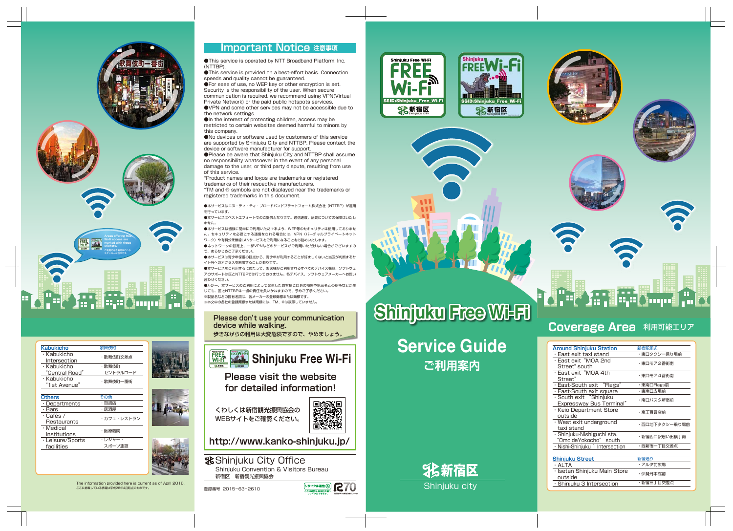# Shinjuku Free Wi-Fi

## Service Guide
## ご利用案内

新宿区
Shinjuku city

Areas offering free Wi-Fi access are marked with these stickers.
ご利用できる場所はこれらステッカーが目印です。

SSID:Shinjuku_Free_Wi-Fi

## Important Notice 注意事項

●This service is operated by NTT Broadband Platform, Inc. (NTTBP).
●This service is provided on a best-effort basis. Connection speeds and quality cannot be guaranteed.
●For ease of use, no WEP key or other encryption is set. Security is the responsibility of the user. When secure communication is required, we recommend using VPN(Virtual Private Network) or the paid public hotspots services.
●VPN and some other services may not be accessible due to the network settings.
●In the interest of protecting children, access may be restricted to certain websites deemed harmful to minors by this company.
●No devices or software used by customers of this service are supported by Shinjuku City and NTTBP. Please contact the device or software manufacturer for support.
●Please be aware that Shinjuku City and NTTBP shall assume no responsibility whatsoever in the event of any personal damage to the user, or third party dispute, resulting from use of this service.
*Product names and logos are trademarks or registered trademarks of their respective manufacturers.
*TM and ® symbols are not displayed near the trademarks or registered trademarks in this document.

●本サービスはエヌ・ティ・ティ・ブロードバンドプラットフォーム株式会社（NTTBP）が運用を行っています。
●本サービスはベストエフォートでのご提供となります。通信速度、品質についての保障はいたしません。
●本サービスは皆様に簡単にご利用いただけるよう、WEP等のセキュリティは使用しておりません。セキュリティを必要とする通信をされる場合には、VPN（バーチャルプライベートネットワーク）や有料公衆無線LANサービスをご利用になることをお勧めいたします。
●ネットワークの設定上、一部VPNなどのサービスがご利用いただけない場合がございますので、あらかじめご了承ください。
●本サービスは青少年保護の観点から、青少年が利用することが好ましくないと当区が判断するサイト等へのアクセスを制限することがあります。
●本サービスをご利用するにあたって、お客様がご利用されるすべてのデバイス機器、ソフトウェアのサポートは区とNTTBPでは行っておりません。各デバイス、ソフトウェアメーカーへお問い合わせください。
●万が一、本サービスのご利用によって発生したお客様ご自身の損害や第三者との紛争などが生じても、区とNTTBPは一切の責任を負いかねますので、予めご了承ください。
※製品名などの固有名詞は、各メーカーの登録商標または商標です。
※本文中の各社の登録商標または商標には、TM、®は表示していません。

**Please don't use your communication device while walking.**
歩きながらの利用は大変危険ですので、やめましょう。

## Shinjuku Free Wi-Fi

**Please visit the website for detailed information!**

くわしくは新宿観光振興協会のWEBサイトをご確認ください。

**http://www.kanko-shinjuku.jp/**

Shinjuku City Office
Shinjuku Convention & Visitors Bureau
新宿区　新宿観光振興協会

登録番号 2015-63-2610

## Coverage Area 利用可能エリア

| Around Shinjuku Station | 新宿駅周辺 |
|---|---|
| ・East exit taxi stand | ・東口タクシー乗り場前 |
| ・East exit "MOA 2nd Street" south | ・東口モア２番街南 |
| ・East exit "MOA 4th Street" | ・東口モア４番街前 |
| ・East-South exit "Flags" | ・東南口Flags前 |
| ・East-South exit square | ・東南口広場前 |
| ・South exit "Shinjuku Expressway Bus Terminal" | ・南口バスタ新宿前 |
| ・Keio Department Store outside | ・京王百貨店前 |
| ・West exit underground taxi stand | ・西口地下タクシー乗り場前 |
| ・Shinjuku-Nishiguchi sta. "OmoideYokocho" south | ・新宿西口駅思い出横丁南 |
| ・Nishi-Shinjuku 1 Intersection | ・西新宿一丁目交差点 |

| Shinjuku Street | 新宿通り |
|---|---|
| ・ALTA | ・アルタ前広場 |
| ・Isetan Shinjuku Main Store outside | ・伊勢丹本館前 |
| ・Shinjuku 3 Intersection | ・新宿三丁目交差点 |

| Kabukicho | 歌舞伎町 |
|---|---|
| ・Kabukicho Intersection | ・歌舞伎町交差点 |
| ・Kabukicho "Central Road" | ・歌舞伎町セントラルロード |
| ・Kabukicho "1st Avenue" | ・歌舞伎町一番街 |

| Others | その他 |
|---|---|
| ・Departments | ・百貨店 |
| ・Bars | ・居酒屋 |
| ・Cafés / Restaurants | ・カフェ・レストラン |
| ・Medical institutions | ・医療機関 |
| ・Leisure/Sports facilities | ・レジャー・スポーツ施設 |

The information provided here is current as of April 2016.
ここに掲載している情報は平成28年4月時点のものです。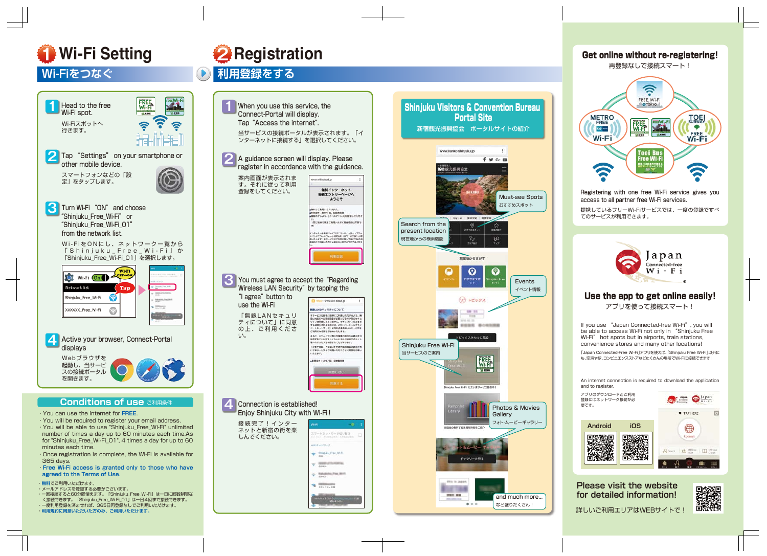# 1 Wi-Fi Setting

## Wi-Fiをつなぐ

**1** Head to the free Wi-Fi spot.

Wi-Fiスポットへ行きます。

**2** Tap "Settings" on your smartphone or other mobile device.

スマートフォンなどの「設定」をタップします。

**3** Turn Wi-Fi "ON" and choose "Shinjuku_Free_Wi-Fi" or "Shinjuku_Free_Wi-Fi_01" from the network list.

Wi-FiをONにし、ネットワーク一覧から「Shinjuku_Free_Wi-Fi」か「Shinjuku_Free_Wi-Fi_01」を選択します。

Wi-Fi On
Network list
Shinjuku_Free_Wi-Fi
XXXXXX_Free_Wi-Fi
Wi-Fi OFF→ON
Tap

**4** Active your browser, Connect-Portal displays

Webブラウザを起動し、当サービスの接続ポータルを開きます。

## Conditions of use ご利用条件

- You can use the internet for **FREE**.
- You will be required to register your email address.
- You will be able to use "Shinjuku_Free_Wi-Fi" unlimited number of times a day up to 60 minutes each time.As for "Shinjuku_Free_Wi-Fi_01", 4 times a day for up to 60 minutes each time.
- Once registration is complete, the Wi-Fi is available for 365 days.
- **Free Wi-Fi access is granted only to those who have agreed to the Terms of Use.**

- **無料**でご利用いただけます。
- メールアドレスを登録する必要がございます。
- 一回接続すると60分間使えます。「Shinjuku_Free_Wi-Fi」は一日に回数制限なく接続できます。「Shinjuku_Free_Wi-Fi_01」は一日4回まで接続できます。
- 一度利用登録を済ませれば、365日再登録なしでご利用いただけます。
- **利用規約に同意いただいた方のみ、ご利用いただけます。**

# 2 Registration

## 利用登録をする

**1** When you use this service, the Connect-Portal will display. Tap "Access the internet".

当サービスの接続ポータルが表示されます。「インターネットに接続する」を選択してください。

**2** A guidance screen will display. Please register in accordance with the guidance.

案内画面が表示されます。それに従って利用登録をしてください。

**3** You must agree to accept the "Regarding Wireless LAN Security" by tapping the "I agree" button to use the Wi-Fi

「無線LANセキュリティについて」に同意の上、ご利用ください。

**4** Connection is established! Enjoy Shinjuku City with Wi-Fi!

接続完了！インターネットと新宿の街を楽しんでください。

## Shinjuku Visitors & Convention Bureau Portal Site

新宿観光振興協会　ポータルサイトの紹介

Must-see Spots
おすすめスポット

Search from the present location
現在地からの検索機能

Events
イベント情報

Shinjuku Free Wi-Fi
当サービスのご案内

Photos & Movies Gallery
フォトムービーギャラリー

and much more...
など盛りだくさん！

## Get online without re-registering!

再登録なしで接続スマート！

Registering with one free Wi-Fi service gives you access to all partner free Wi-Fi services.

提携しているフリーWi-Fiサービスでは、一度の登録ですべてのサービスが利用できます。

## Use the app to get online easily!

アプリを使って接続スマート！

If you use "Japan Connected-free Wi-Fi", you will be able to access Wi-Fi not only in "Shinjuku Free Wi-Fi" hot spots but in airports, train stations, convenience stores and many other locations!

「Japan Connected-Free Wi-Fi」アプリを使えば、「Shinjuku Free Wi-Fi」以外にも、空港や駅、コンビニエンスストアなどたくさんの場所でWi-Fiに接続できます！

An internet connection is required to download the application and to register.

アプリのダウンロードとご利用登録にはネットワーク接続が必要です。

Android　iOS

## Please visit the website for detailed information!

詳しいご利用エリアはWEBサイトで！